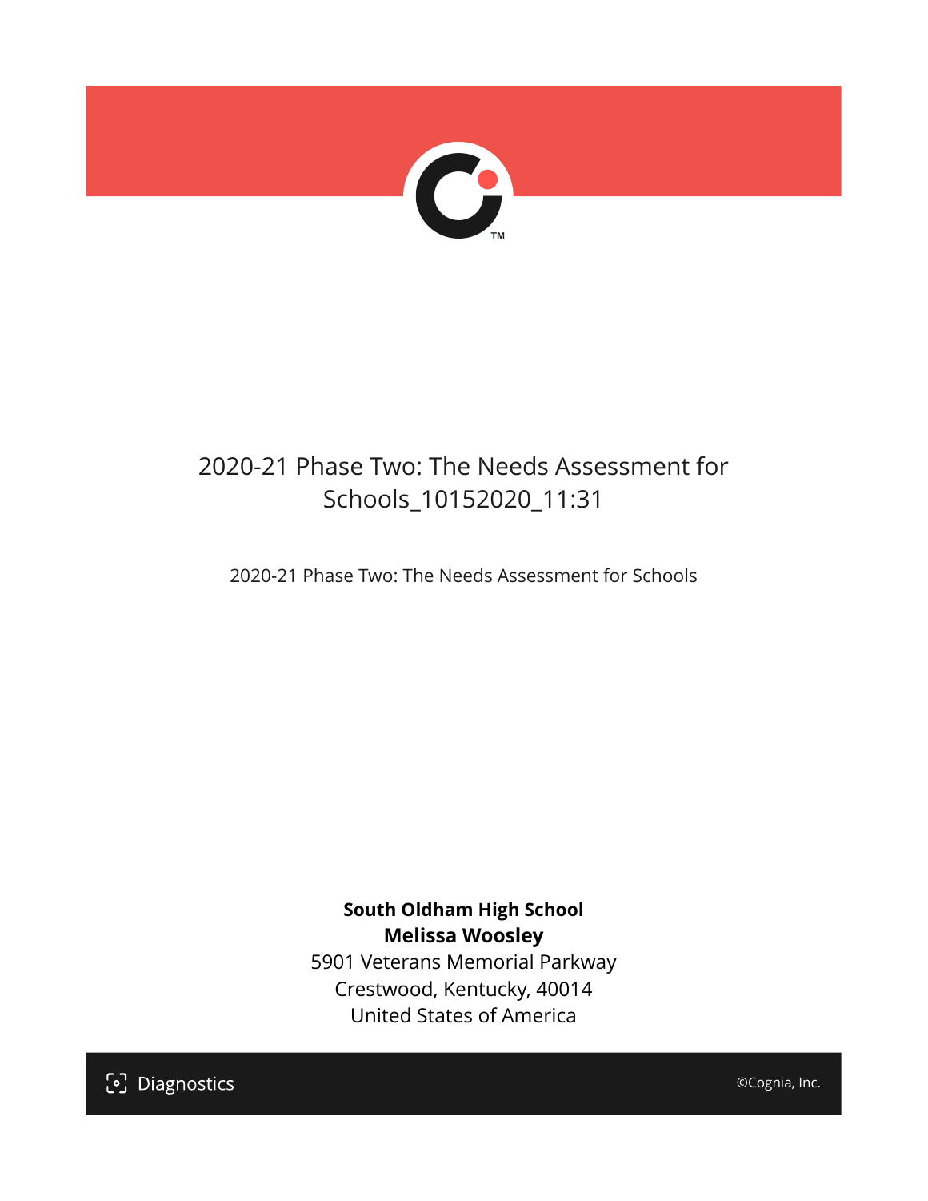# 2020-21 Phase Two: The Needs Assessment for Schools_10152020_11:31

2020-21 Phase Two: The Needs Assessment for Schools

**South Oldham High School**
**Melissa Woosley**
5901 Veterans Memorial Parkway
Crestwood, Kentucky, 40014
United States of America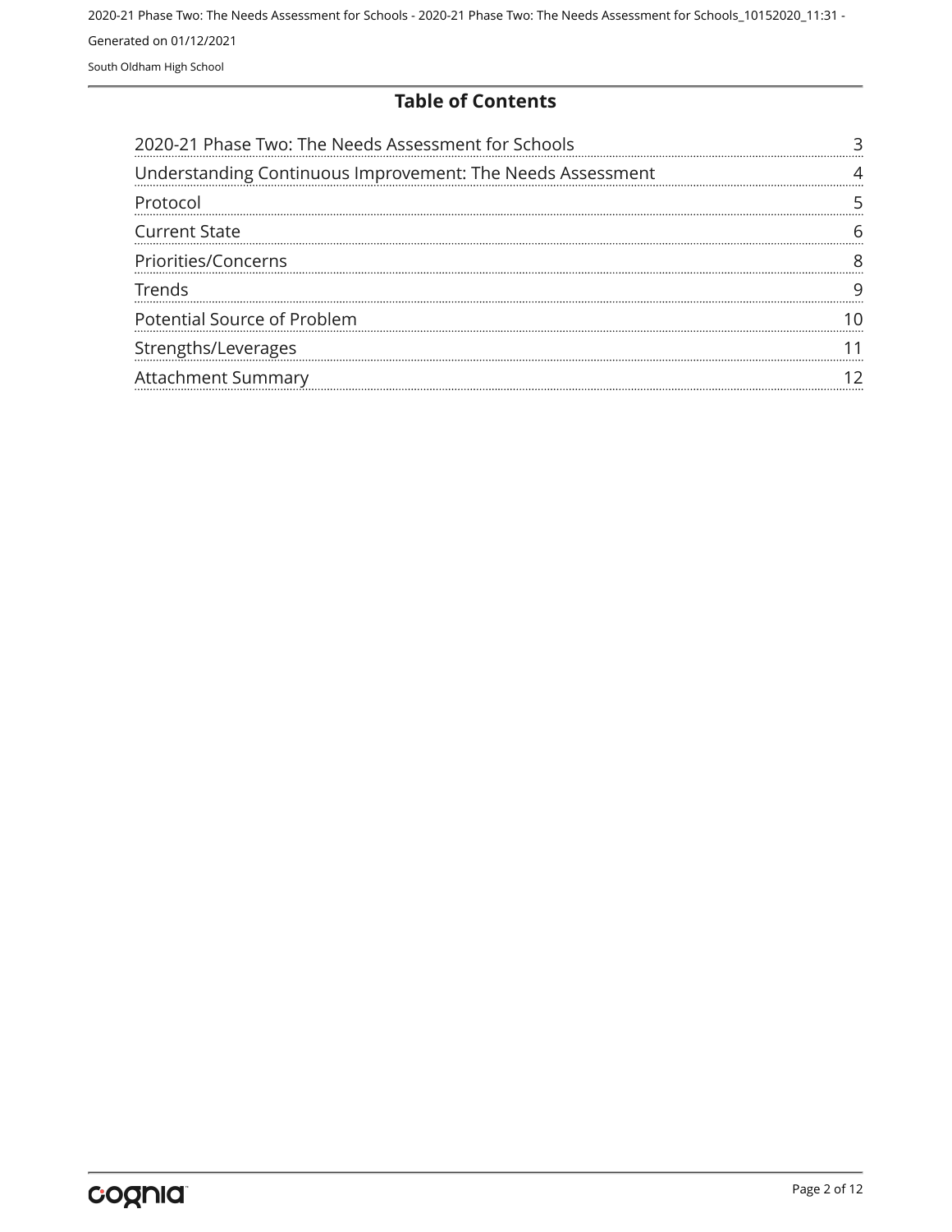# Table of Contents

| | |
|---|---|
| 2020-21 Phase Two: The Needs Assessment for Schools | 3 |
| Understanding Continuous Improvement: The Needs Assessment | 4 |
| Protocol | 5 |
| Current State | 6 |
| Priorities/Concerns | 8 |
| Trends | 9 |
| Potential Source of Problem | 10 |
| Strengths/Leverages | 11 |
| Attachment Summary | 12 |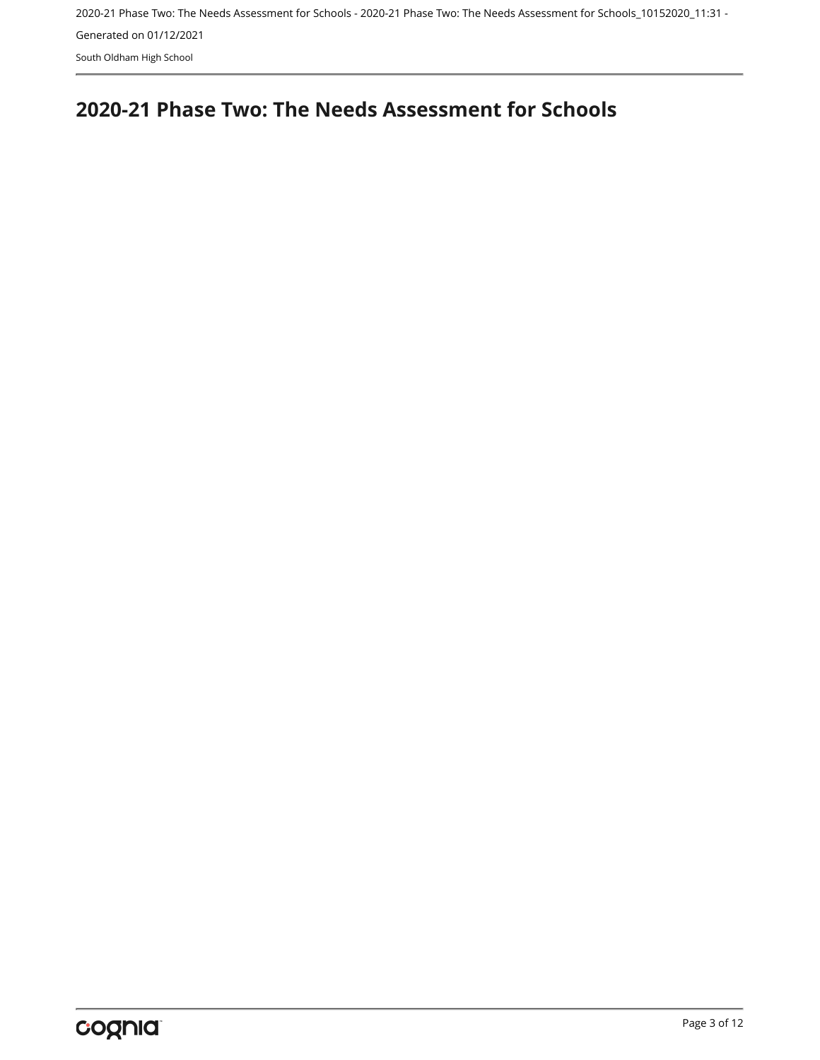# 2020-21 Phase Two: The Needs Assessment for Schools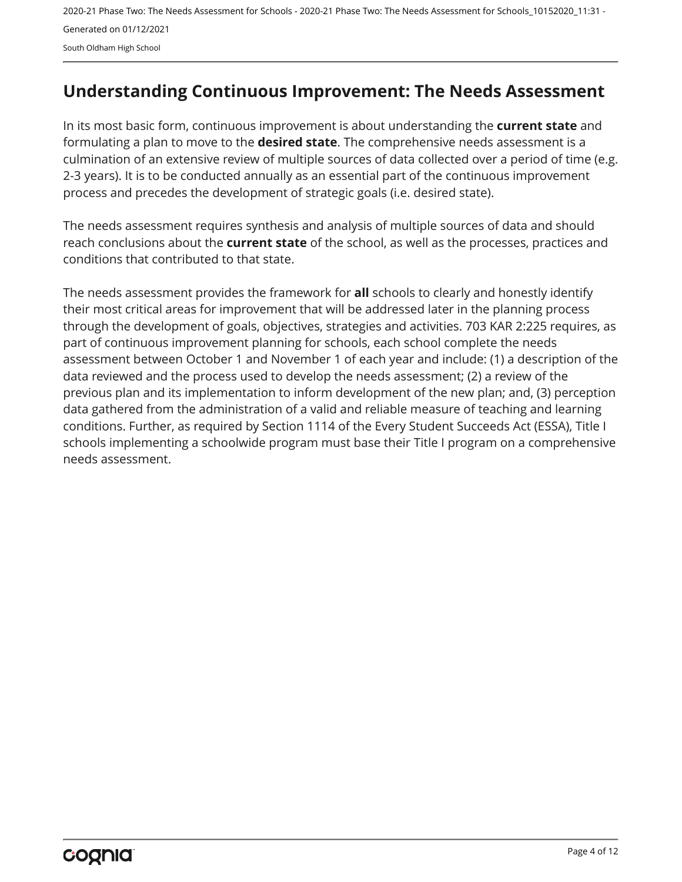## Understanding Continuous Improvement: The Needs Assessment

In its most basic form, continuous improvement is about understanding the **current state** and formulating a plan to move to the **desired state**. The comprehensive needs assessment is a culmination of an extensive review of multiple sources of data collected over a period of time (e.g. 2-3 years). It is to be conducted annually as an essential part of the continuous improvement process and precedes the development of strategic goals (i.e. desired state).

The needs assessment requires synthesis and analysis of multiple sources of data and should reach conclusions about the **current state** of the school, as well as the processes, practices and conditions that contributed to that state.

The needs assessment provides the framework for **all** schools to clearly and honestly identify their most critical areas for improvement that will be addressed later in the planning process through the development of goals, objectives, strategies and activities. 703 KAR 2:225 requires, as part of continuous improvement planning for schools, each school complete the needs assessment between October 1 and November 1 of each year and include: (1) a description of the data reviewed and the process used to develop the needs assessment; (2) a review of the previous plan and its implementation to inform development of the new plan; and, (3) perception data gathered from the administration of a valid and reliable measure of teaching and learning conditions. Further, as required by Section 1114 of the Every Student Succeeds Act (ESSA), Title I schools implementing a schoolwide program must base their Title I program on a comprehensive needs assessment.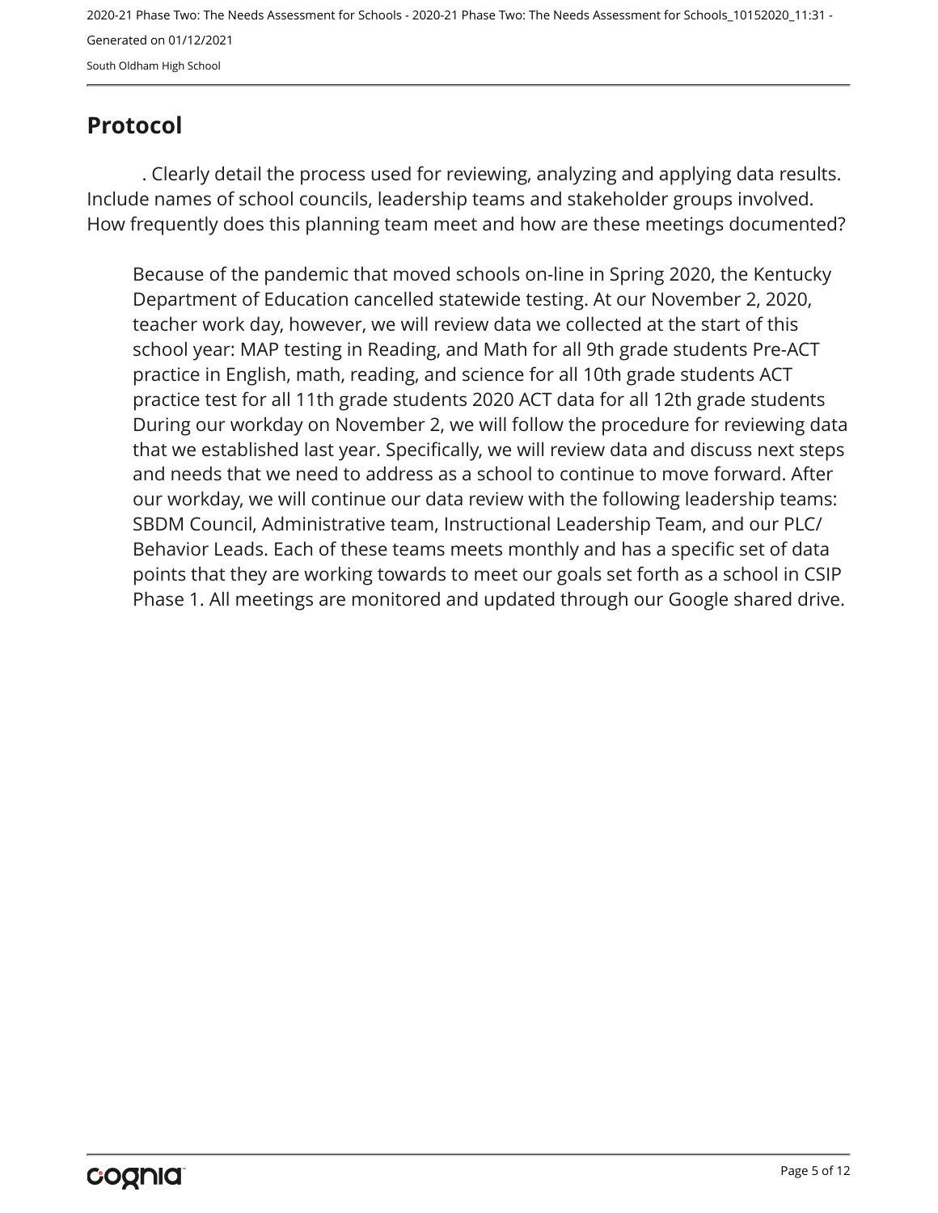## Protocol

. Clearly detail the process used for reviewing, analyzing and applying data results. Include names of school councils, leadership teams and stakeholder groups involved. How frequently does this planning team meet and how are these meetings documented?

Because of the pandemic that moved schools on-line in Spring 2020, the Kentucky Department of Education cancelled statewide testing. At our November 2, 2020, teacher work day, however, we will review data we collected at the start of this school year: MAP testing in Reading, and Math for all 9th grade students Pre-ACT practice in English, math, reading, and science for all 10th grade students ACT practice test for all 11th grade students 2020 ACT data for all 12th grade students During our workday on November 2, we will follow the procedure for reviewing data that we established last year. Specifically, we will review data and discuss next steps and needs that we need to address as a school to continue to move forward. After our workday, we will continue our data review with the following leadership teams: SBDM Council, Administrative team, Instructional Leadership Team, and our PLC/ Behavior Leads. Each of these teams meets monthly and has a specific set of data points that they are working towards to meet our goals set forth as a school in CSIP Phase 1. All meetings are monitored and updated through our Google shared drive.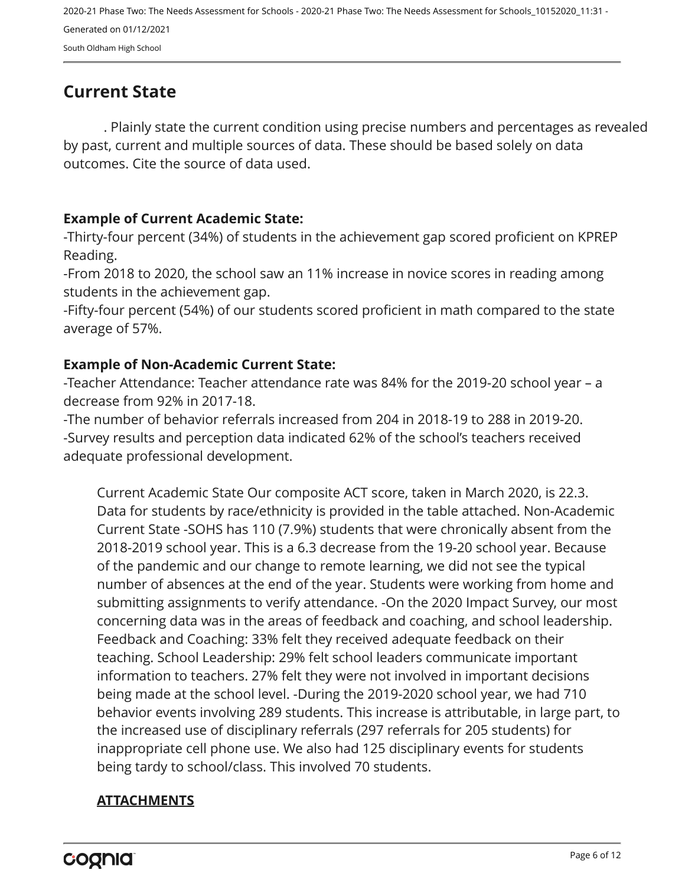## Current State

. Plainly state the current condition using precise numbers and percentages as revealed by past, current and multiple sources of data. These should be based solely on data outcomes. Cite the source of data used.

**Example of Current Academic State:**
-Thirty-four percent (34%) of students in the achievement gap scored proficient on KPREP Reading.
-From 2018 to 2020, the school saw an 11% increase in novice scores in reading among students in the achievement gap.
-Fifty-four percent (54%) of our students scored proficient in math compared to the state average of 57%.

**Example of Non-Academic Current State:**
-Teacher Attendance: Teacher attendance rate was 84% for the 2019-20 school year – a decrease from 92% in 2017-18.
-The number of behavior referrals increased from 204 in 2018-19 to 288 in 2019-20.
-Survey results and perception data indicated 62% of the school's teachers received adequate professional development.

Current Academic State Our composite ACT score, taken in March 2020, is 22.3. Data for students by race/ethnicity is provided in the table attached. Non-Academic Current State -SOHS has 110 (7.9%) students that were chronically absent from the 2018-2019 school year. This is a 6.3 decrease from the 19-20 school year. Because of the pandemic and our change to remote learning, we did not see the typical number of absences at the end of the year. Students were working from home and submitting assignments to verify attendance. -On the 2020 Impact Survey, our most concerning data was in the areas of feedback and coaching, and school leadership. Feedback and Coaching: 33% felt they received adequate feedback on their teaching. School Leadership: 29% felt school leaders communicate important information to teachers. 27% felt they were not involved in important decisions being made at the school level. -During the 2019-2020 school year, we had 710 behavior events involving 289 students. This increase is attributable, in large part, to the increased use of disciplinary referrals (297 referrals for 205 students) for inappropriate cell phone use. We also had 125 disciplinary events for students being tardy to school/class. This involved 70 students.

**ATTACHMENTS**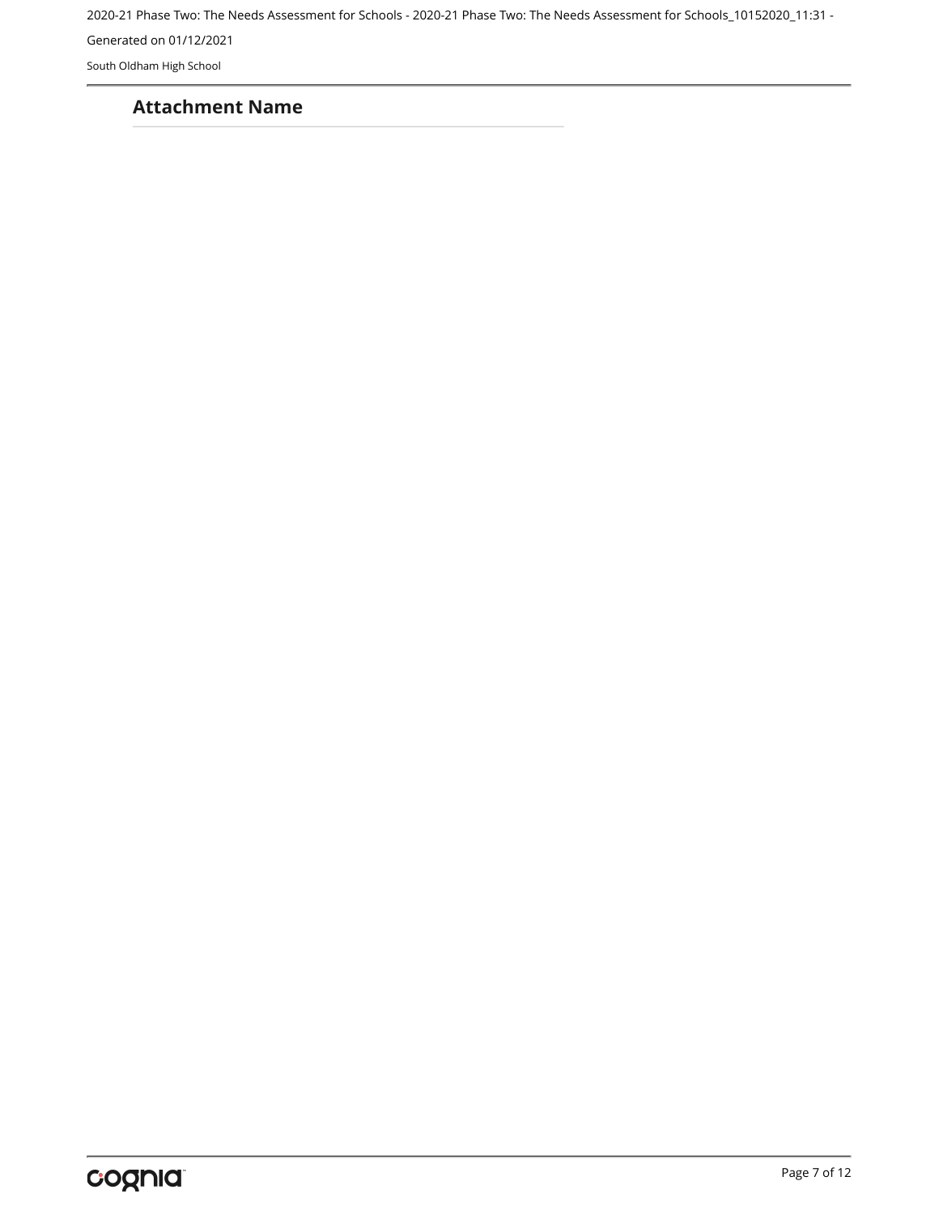## Attachment Name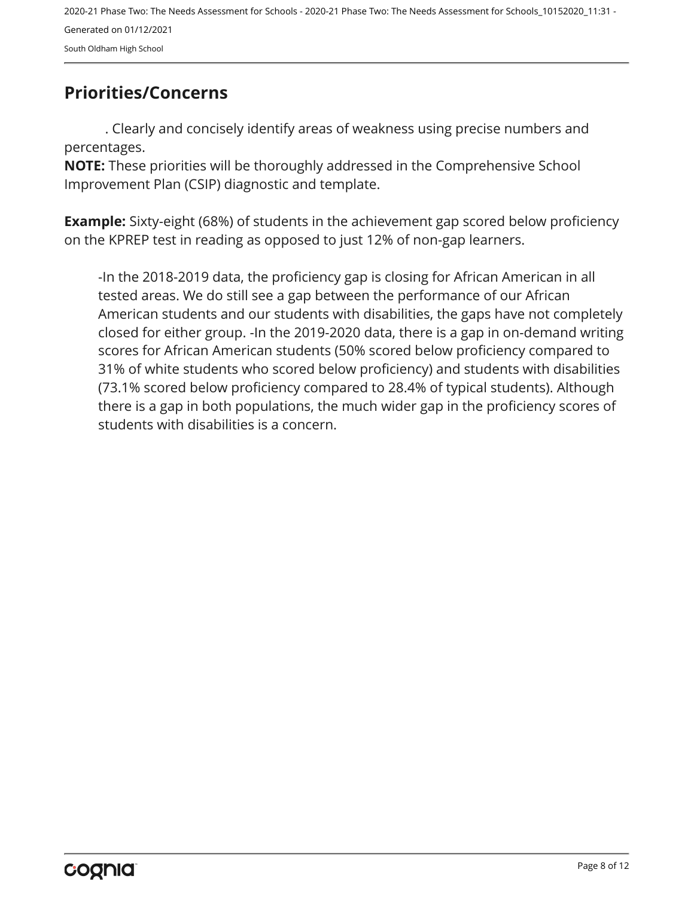## Priorities/Concerns

. Clearly and concisely identify areas of weakness using precise numbers and percentages.

**NOTE:** These priorities will be thoroughly addressed in the Comprehensive School Improvement Plan (CSIP) diagnostic and template.

**Example:** Sixty-eight (68%) of students in the achievement gap scored below proficiency on the KPREP test in reading as opposed to just 12% of non-gap learners.

-In the 2018-2019 data, the proficiency gap is closing for African American in all tested areas. We do still see a gap between the performance of our African American students and our students with disabilities, the gaps have not completely closed for either group. -In the 2019-2020 data, there is a gap in on-demand writing scores for African American students (50% scored below proficiency compared to 31% of white students who scored below proficiency) and students with disabilities (73.1% scored below proficiency compared to 28.4% of typical students). Although there is a gap in both populations, the much wider gap in the proficiency scores of students with disabilities is a concern.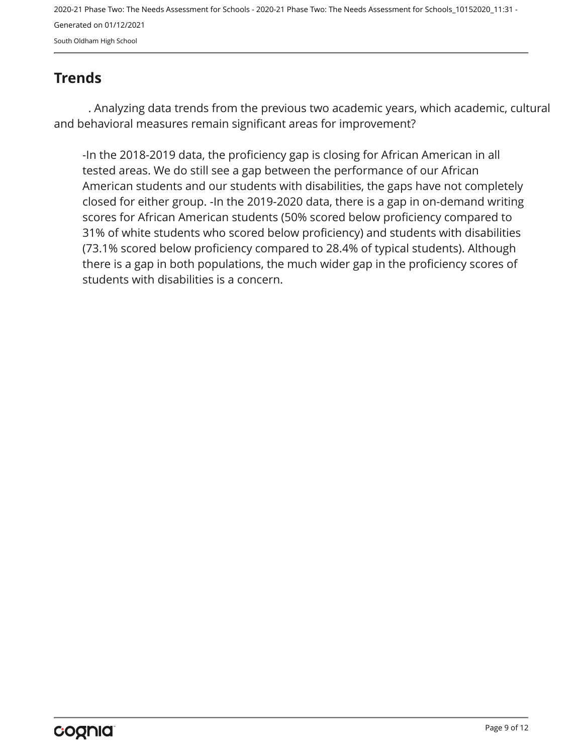## Trends

. Analyzing data trends from the previous two academic years, which academic, cultural and behavioral measures remain significant areas for improvement?

-In the 2018-2019 data, the proficiency gap is closing for African American in all tested areas. We do still see a gap between the performance of our African American students and our students with disabilities, the gaps have not completely closed for either group. -In the 2019-2020 data, there is a gap in on-demand writing scores for African American students (50% scored below proficiency compared to 31% of white students who scored below proficiency) and students with disabilities (73.1% scored below proficiency compared to 28.4% of typical students). Although there is a gap in both populations, the much wider gap in the proficiency scores of students with disabilities is a concern.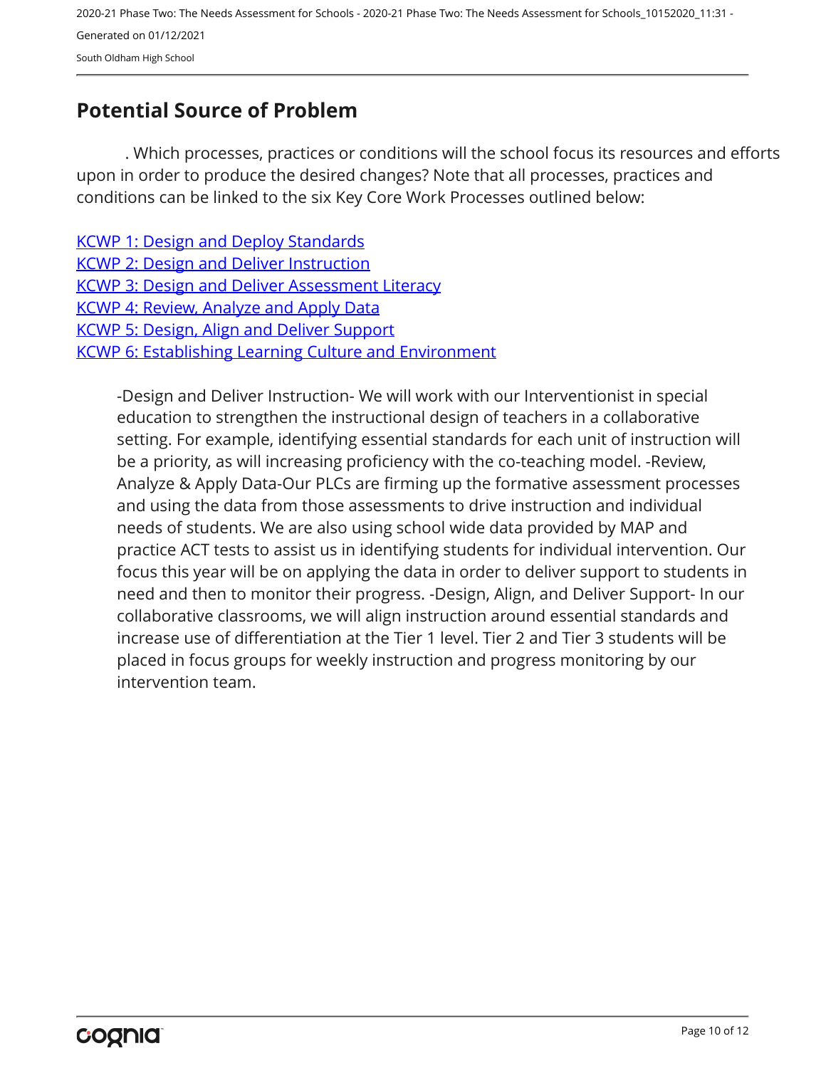## Potential Source of Problem

. Which processes, practices or conditions will the school focus its resources and efforts upon in order to produce the desired changes? Note that all processes, practices and conditions can be linked to the six Key Core Work Processes outlined below:

KCWP 1: Design and Deploy Standards
KCWP 2: Design and Deliver Instruction
KCWP 3: Design and Deliver Assessment Literacy
KCWP 4: Review, Analyze and Apply Data
KCWP 5: Design, Align and Deliver Support
KCWP 6: Establishing Learning Culture and Environment

-Design and Deliver Instruction- We will work with our Interventionist in special education to strengthen the instructional design of teachers in a collaborative setting. For example, identifying essential standards for each unit of instruction will be a priority, as will increasing proficiency with the co-teaching model. -Review, Analyze & Apply Data-Our PLCs are firming up the formative assessment processes and using the data from those assessments to drive instruction and individual needs of students. We are also using school wide data provided by MAP and practice ACT tests to assist us in identifying students for individual intervention. Our focus this year will be on applying the data in order to deliver support to students in need and then to monitor their progress. -Design, Align, and Deliver Support- In our collaborative classrooms, we will align instruction around essential standards and increase use of differentiation at the Tier 1 level. Tier 2 and Tier 3 students will be placed in focus groups for weekly instruction and progress monitoring by our intervention team.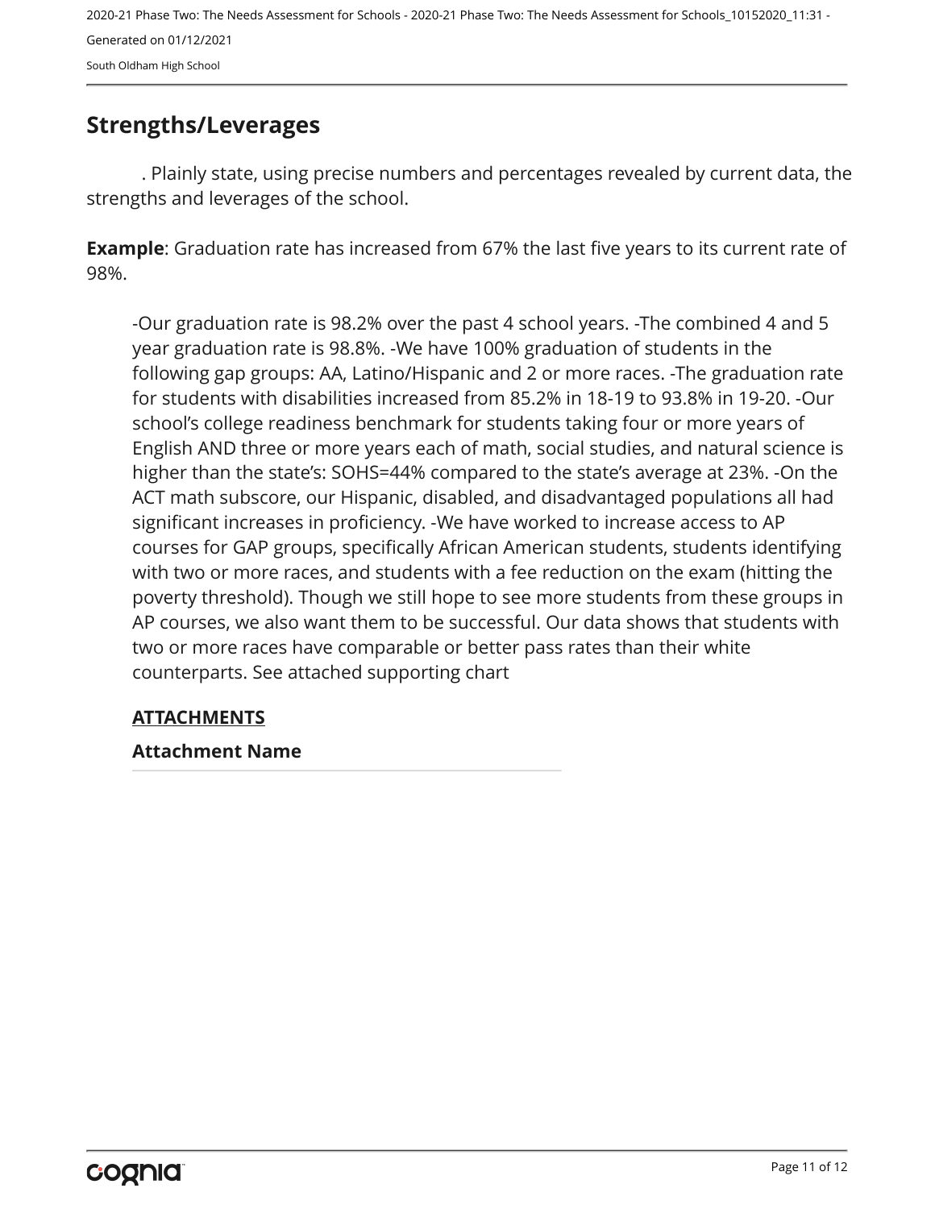## Strengths/Leverages

. Plainly state, using precise numbers and percentages revealed by current data, the strengths and leverages of the school.

**Example**: Graduation rate has increased from 67% the last five years to its current rate of 98%.

-Our graduation rate is 98.2% over the past 4 school years. -The combined 4 and 5 year graduation rate is 98.8%. -We have 100% graduation of students in the following gap groups: AA, Latino/Hispanic and 2 or more races. -The graduation rate for students with disabilities increased from 85.2% in 18-19 to 93.8% in 19-20. -Our school's college readiness benchmark for students taking four or more years of English AND three or more years each of math, social studies, and natural science is higher than the state's: SOHS=44% compared to the state's average at 23%. -On the ACT math subscore, our Hispanic, disabled, and disadvantaged populations all had significant increases in proficiency. -We have worked to increase access to AP courses for GAP groups, specifically African American students, students identifying with two or more races, and students with a fee reduction on the exam (hitting the poverty threshold). Though we still hope to see more students from these groups in AP courses, we also want them to be successful. Our data shows that students with two or more races have comparable or better pass rates than their white counterparts. See attached supporting chart

**ATTACHMENTS**

**Attachment Name**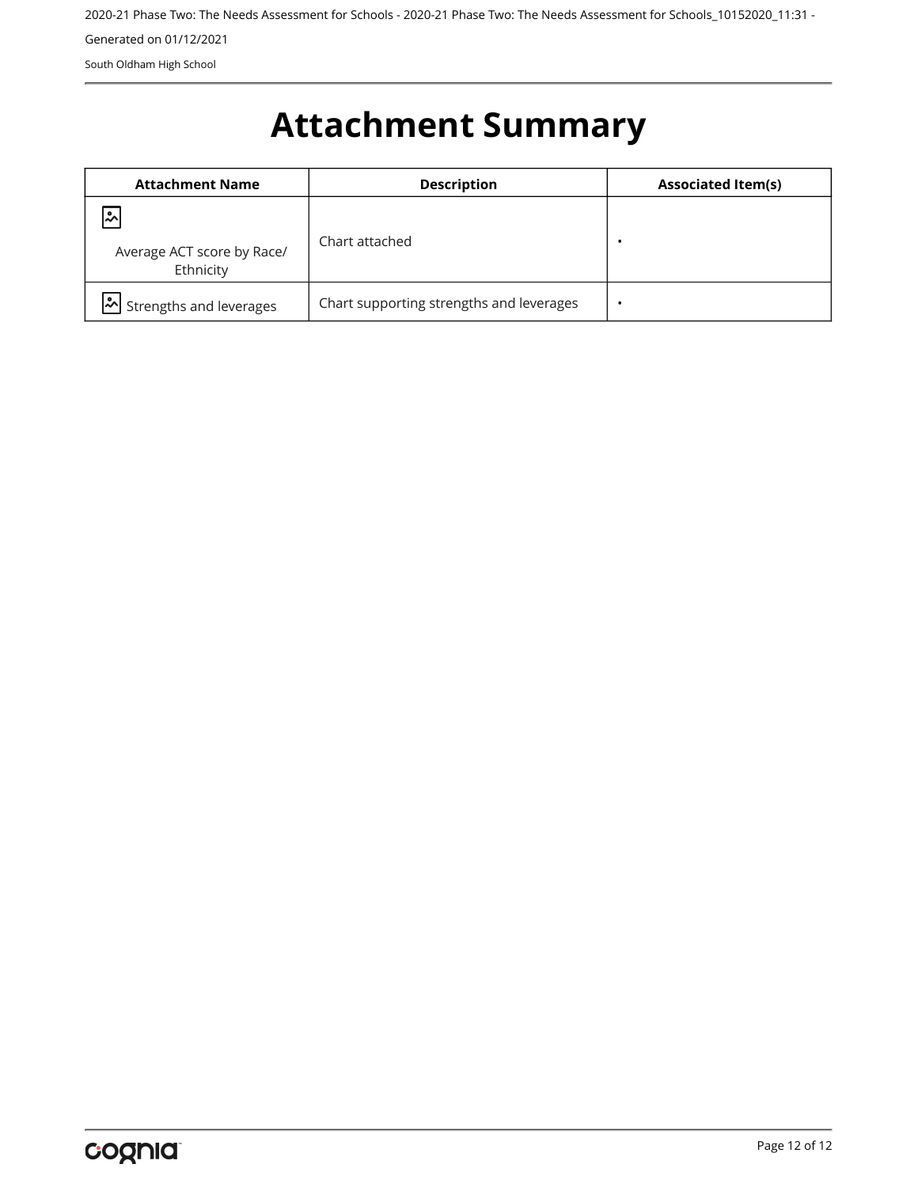# Attachment Summary

| Attachment Name | Description | Associated Item(s) |
| --- | --- | --- |
| Average ACT score by Race/ Ethnicity | Chart attached | • |
| Strengths and leverages | Chart supporting strengths and leverages | • |